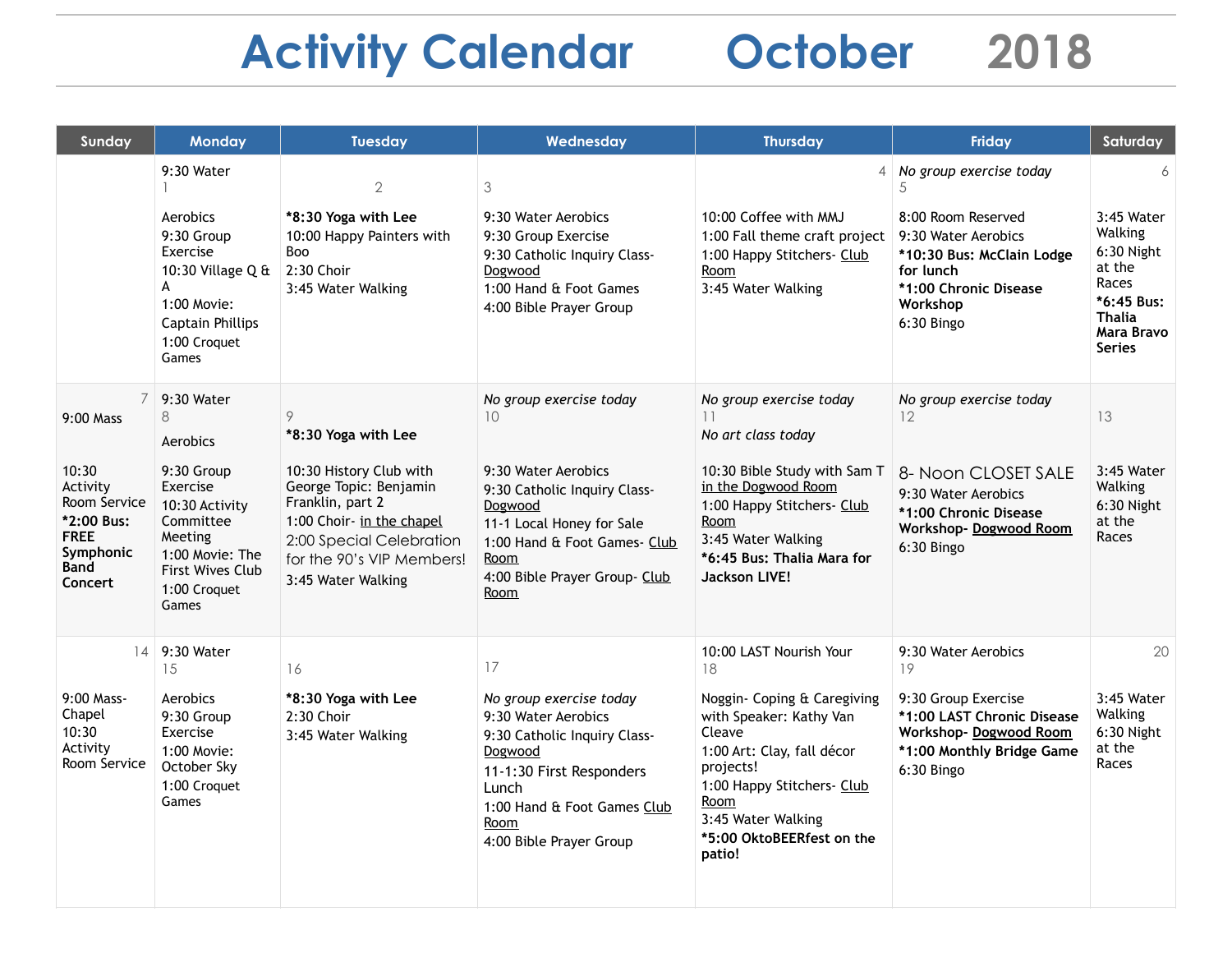# Activity Calendar October 2018

| Sunday | Monday | Tuesday | Wednesday | Thursday | Friday | Saturday |
|---|---|---|---|---|---|---|
| | 1<br>9:30 Water Aerobics<br>9:30 Group Exercise<br>10:30 Village Q & A<br>1:00 Movie: Captain Phillips<br>1:00 Croquet Games | 2<br>**\*8:30 Yoga with Lee**<br>10:00 Happy Painters with Boo<br>2:30 Choir<br>3:45 Water Walking | 3<br>9:30 Water Aerobics<br>9:30 Group Exercise<br>9:30 Catholic Inquiry Class- Dogwood<br>1:00 Hand & Foot Games<br>4:00 Bible Prayer Group | 4<br>10:00 Coffee with MMJ<br>1:00 Fall theme craft project<br>1:00 Happy Stitchers- Club Room<br>3:45 Water Walking | 5<br>*No group exercise today*<br>8:00 Room Reserved<br>9:30 Water Aerobics<br>**\*10:30 Bus: McClain Lodge for lunch**<br>**\*1:00 Chronic Disease Workshop**<br>6:30 Bingo | 6<br>3:45 Water Walking<br>6:30 Night at the Races<br>**\*6:45 Bus: Thalia Mara Bravo Series** |
| 7<br>9:00 Mass<br>10:30 Activity Room Service<br>**\*2:00 Bus: FREE Symphonic Band Concert** | 8<br>9:30 Water Aerobics<br>9:30 Group Exercise<br>10:30 Activity Committee Meeting<br>1:00 Movie: The First Wives Club<br>1:00 Croquet Games | 9<br>**\*8:30 Yoga with Lee**<br>10:30 History Club with George Topic: Benjamin Franklin, part 2<br>1:00 Choir- in the chapel<br>2:00 Special Celebration for the 90's VIP Members!<br>3:45 Water Walking | 10<br>*No group exercise today*<br>9:30 Water Aerobics<br>9:30 Catholic Inquiry Class- Dogwood<br>11-1 Local Honey for Sale<br>1:00 Hand & Foot Games- Club Room<br>4:00 Bible Prayer Group- Club Room | 11<br>*No group exercise today*<br>*No art class today*<br>10:30 Bible Study with Sam T in the Dogwood Room<br>1:00 Happy Stitchers- Club Room<br>3:45 Water Walking<br>**\*6:45 Bus: Thalia Mara for Jackson LIVE!** | 12<br>*No group exercise today*<br>8- Noon CLOSET SALE<br>9:30 Water Aerobics<br>**\*1:00 Chronic Disease Workshop- Dogwood Room**<br>6:30 Bingo | 13<br>3:45 Water Walking<br>6:30 Night at the Races |
| 14<br>9:00 Mass- Chapel<br>10:30 Activity Room Service | 15<br>9:30 Water Aerobics<br>9:30 Group Exercise<br>1:00 Movie: October Sky<br>1:00 Croquet Games | 16<br>**\*8:30 Yoga with Lee**<br>2:30 Choir<br>3:45 Water Walking | 17<br>*No group exercise today*<br>9:30 Water Aerobics<br>9:30 Catholic Inquiry Class- Dogwood<br>11-1:30 First Responders Lunch<br>1:00 Hand & Foot Games Club Room<br>4:00 Bible Prayer Group | 18<br>10:00 LAST Nourish Your Noggin- Coping & Caregiving with Speaker: Kathy Van Cleave<br>1:00 Art: Clay, fall décor projects!<br>1:00 Happy Stitchers- Club Room<br>3:45 Water Walking<br>**\*5:00 OktoBEERfest on the patio!** | 19<br>9:30 Water Aerobics<br>9:30 Group Exercise<br>**\*1:00 LAST Chronic Disease Workshop- Dogwood Room**<br>**\*1:00 Monthly Bridge Game**<br>6:30 Bingo | 20<br>3:45 Water Walking<br>6:30 Night at the Races |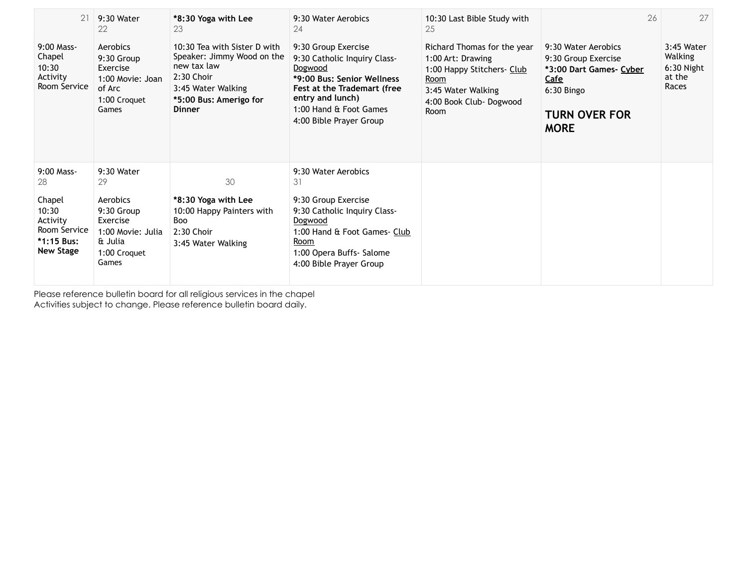| | | | | | | |
|---|---|---|---|---|---|---|
| 21<br>9:00 Mass- Chapel<br>10:30 Activity Room Service | 22<br>9:30 Water Aerobics<br>9:30 Group Exercise<br>1:00 Movie: Joan of Arc<br>1:00 Croquet Games | 23<br>**\*8:30 Yoga with Lee**<br>10:30 Tea with Sister D with Speaker: Jimmy Wood on the new tax law<br>2:30 Choir<br>3:45 Water Walking<br>**\*5:00 Bus: Amerigo for Dinner** | 24<br>9:30 Water Aerobics<br>9:30 Group Exercise<br>9:30 Catholic Inquiry Class- <u>Dogwood</u><br>**\*9:00 Bus: Senior Wellness Fest at the Trademart (free entry and lunch)**<br>1:00 Hand & Foot Games<br>4:00 Bible Prayer Group | 25<br>10:30 Last Bible Study with Richard Thomas for the year<br>1:00 Art: Drawing<br>1:00 Happy Stitchers- <u>Club Room</u><br>3:45 Water Walking<br>4:00 Book Club- Dogwood Room | 26<br>9:30 Water Aerobics<br>9:30 Group Exercise<br>**\*3:00 Dart Games- <u>Cyber Cafe</u>**<br>6:30 Bingo<br>**TURN OVER FOR MORE** | 27<br>3:45 Water Walking<br>6:30 Night at the Races |
| 28<br>9:00 Mass- Chapel<br>10:30 Activity Room Service<br>**\*1:15 Bus: New Stage** | 29<br>9:30 Water Aerobics<br>9:30 Group Exercise<br>1:00 Movie: Julia & Julia<br>1:00 Croquet Games | 30<br>**\*8:30 Yoga with Lee**<br>10:00 Happy Painters with Boo<br>2:30 Choir<br>3:45 Water Walking | 31<br>9:30 Water Aerobics<br>9:30 Group Exercise<br>9:30 Catholic Inquiry Class- <u>Dogwood</u><br>1:00 Hand & Foot Games- <u>Club Room</u><br>1:00 Opera Buffs- Salome<br>4:00 Bible Prayer Group | | | |

Please reference bulletin board for all religious services in the chapel
Activities subject to change. Please reference bulletin board daily.